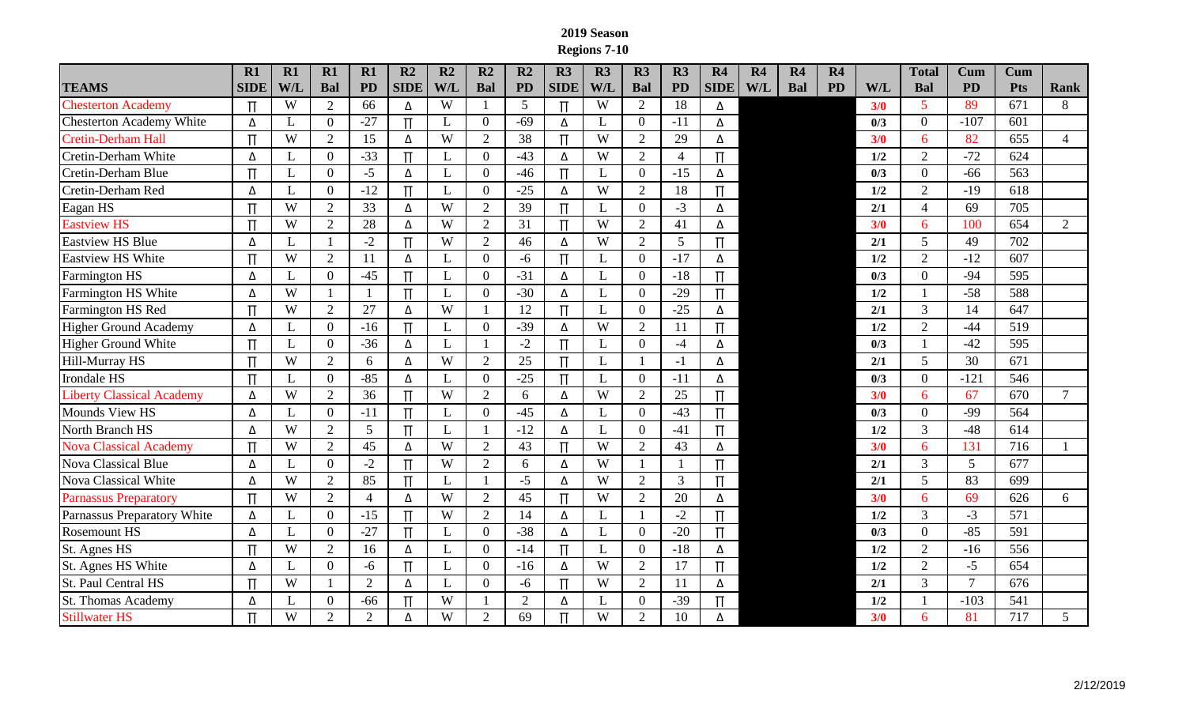**2019 Season**
**Regions 7-10**

| TEAMS | R1 SIDE | R1 W/L | R1 Bal | R1 PD | R2 SIDE | R2 W/L | R2 Bal | R2 PD | R3 SIDE | R3 W/L | R3 Bal | R3 PD | R4 SIDE | R4 W/L | R4 Bal | R4 PD | W/L | Total Bal | Cum PD | Cum Pts | Rank |
|---|---|---|---|---|---|---|---|---|---|---|---|---|---|---|---|---|---|---|---|---|---|
| Chesterton Academy | ∏ | W | 2 | 66 | ∆ | W | 1 | 5 | ∏ | W | 2 | 18 | ∆ | | | | 3/0 | 5 | 89 | 671 | 8 |
| Chesterton Academy White | ∆ | L | 0 | -27 | ∏ | L | 0 | -69 | ∆ | L | 0 | -11 | ∆ | | | | 0/3 | 0 | -107 | 601 | |
| Cretin-Derham Hall | ∏ | W | 2 | 15 | ∆ | W | 2 | 38 | ∏ | W | 2 | 29 | ∆ | | | | 3/0 | 6 | 82 | 655 | 4 |
| Cretin-Derham White | ∆ | L | 0 | -33 | ∏ | L | 0 | -43 | ∆ | W | 2 | 4 | ∏ | | | | 1/2 | 2 | -72 | 624 | |
| Cretin-Derham Blue | ∏ | L | 0 | -5 | ∆ | L | 0 | -46 | ∏ | L | 0 | -15 | ∆ | | | | 0/3 | 0 | -66 | 563 | |
| Cretin-Derham Red | ∆ | L | 0 | -12 | ∏ | L | 0 | -25 | ∆ | W | 2 | 18 | ∏ | | | | 1/2 | 2 | -19 | 618 | |
| Eagan HS | ∏ | W | 2 | 33 | ∆ | W | 2 | 39 | ∏ | L | 0 | -3 | ∆ | | | | 2/1 | 4 | 69 | 705 | |
| Eastview HS | ∏ | W | 2 | 28 | ∆ | W | 2 | 31 | ∏ | W | 2 | 41 | ∆ | | | | 3/0 | 6 | 100 | 654 | 2 |
| Eastview HS Blue | ∆ | L | 1 | -2 | ∏ | W | 2 | 46 | ∆ | W | 2 | 5 | ∏ | | | | 2/1 | 5 | 49 | 702 | |
| Eastview HS White | ∏ | W | 2 | 11 | ∆ | L | 0 | -6 | ∏ | L | 0 | -17 | ∆ | | | | 1/2 | 2 | -12 | 607 | |
| Farmington HS | ∆ | L | 0 | -45 | ∏ | L | 0 | -31 | ∆ | L | 0 | -18 | ∏ | | | | 0/3 | 0 | -94 | 595 | |
| Farmington HS White | ∆ | W | 1 | 1 | ∏ | L | 0 | -30 | ∆ | L | 0 | -29 | ∏ | | | | 1/2 | 1 | -58 | 588 | |
| Farmington HS Red | ∏ | W | 2 | 27 | ∆ | W | 1 | 12 | ∏ | L | 0 | -25 | ∆ | | | | 2/1 | 3 | 14 | 647 | |
| Higher Ground Academy | ∆ | L | 0 | -16 | ∏ | L | 0 | -39 | ∆ | W | 2 | 11 | ∏ | | | | 1/2 | 2 | -44 | 519 | |
| Higher Ground White | ∏ | L | 0 | -36 | ∆ | L | 1 | -2 | ∏ | L | 0 | -4 | ∆ | | | | 0/3 | 1 | -42 | 595 | |
| Hill-Murray HS | ∏ | W | 2 | 6 | ∆ | W | 2 | 25 | ∏ | L | 1 | -1 | ∆ | | | | 2/1 | 5 | 30 | 671 | |
| Irondale HS | ∏ | L | 0 | -85 | ∆ | L | 0 | -25 | ∏ | L | 0 | -11 | ∆ | | | | 0/3 | 0 | -121 | 546 | |
| Liberty Classical Academy | ∆ | W | 2 | 36 | ∏ | W | 2 | 6 | ∆ | W | 2 | 25 | ∏ | | | | 3/0 | 6 | 67 | 670 | 7 |
| Mounds View HS | ∆ | L | 0 | -11 | ∏ | L | 0 | -45 | ∆ | L | 0 | -43 | ∏ | | | | 0/3 | 0 | -99 | 564 | |
| North Branch HS | ∆ | W | 2 | 5 | ∏ | L | 1 | -12 | ∆ | L | 0 | -41 | ∏ | | | | 1/2 | 3 | -48 | 614 | |
| Nova Classical Academy | ∏ | W | 2 | 45 | ∆ | W | 2 | 43 | ∏ | W | 2 | 43 | ∆ | | | | 3/0 | 6 | 131 | 716 | 1 |
| Nova Classical Blue | ∆ | L | 0 | -2 | ∏ | W | 2 | 6 | ∆ | W | 1 | 1 | ∏ | | | | 2/1 | 3 | 5 | 677 | |
| Nova Classical White | ∆ | W | 2 | 85 | ∏ | L | 1 | -5 | ∆ | W | 2 | 3 | ∏ | | | | 2/1 | 5 | 83 | 699 | |
| Parnassus Preparatory | ∏ | W | 2 | 4 | ∆ | W | 2 | 45 | ∏ | W | 2 | 20 | ∆ | | | | 3/0 | 6 | 69 | 626 | 6 |
| Parnassus Preparatory White | ∆ | L | 0 | -15 | ∏ | W | 2 | 14 | ∆ | L | 1 | -2 | ∏ | | | | 1/2 | 3 | -3 | 571 | |
| Rosemount HS | ∆ | L | 0 | -27 | ∏ | L | 0 | -38 | ∆ | L | 0 | -20 | ∏ | | | | 0/3 | 0 | -85 | 591 | |
| St. Agnes HS | ∏ | W | 2 | 16 | ∆ | L | 0 | -14 | ∏ | L | 0 | -18 | ∆ | | | | 1/2 | 2 | -16 | 556 | |
| St. Agnes HS White | ∆ | L | 0 | -6 | ∏ | L | 0 | -16 | ∆ | W | 2 | 17 | ∏ | | | | 1/2 | 2 | -5 | 654 | |
| St. Paul Central HS | ∏ | W | 1 | 2 | ∆ | L | 0 | -6 | ∏ | W | 2 | 11 | ∆ | | | | 2/1 | 3 | 7 | 676 | |
| St. Thomas Academy | ∆ | L | 0 | -66 | ∏ | W | 1 | 2 | ∆ | L | 0 | -39 | ∏ | | | | 1/2 | 1 | -103 | 541 | |
| Stillwater HS | ∏ | W | 2 | 2 | ∆ | W | 2 | 69 | ∏ | W | 2 | 10 | ∆ | | | | 3/0 | 6 | 81 | 717 | 5 |

2/12/2019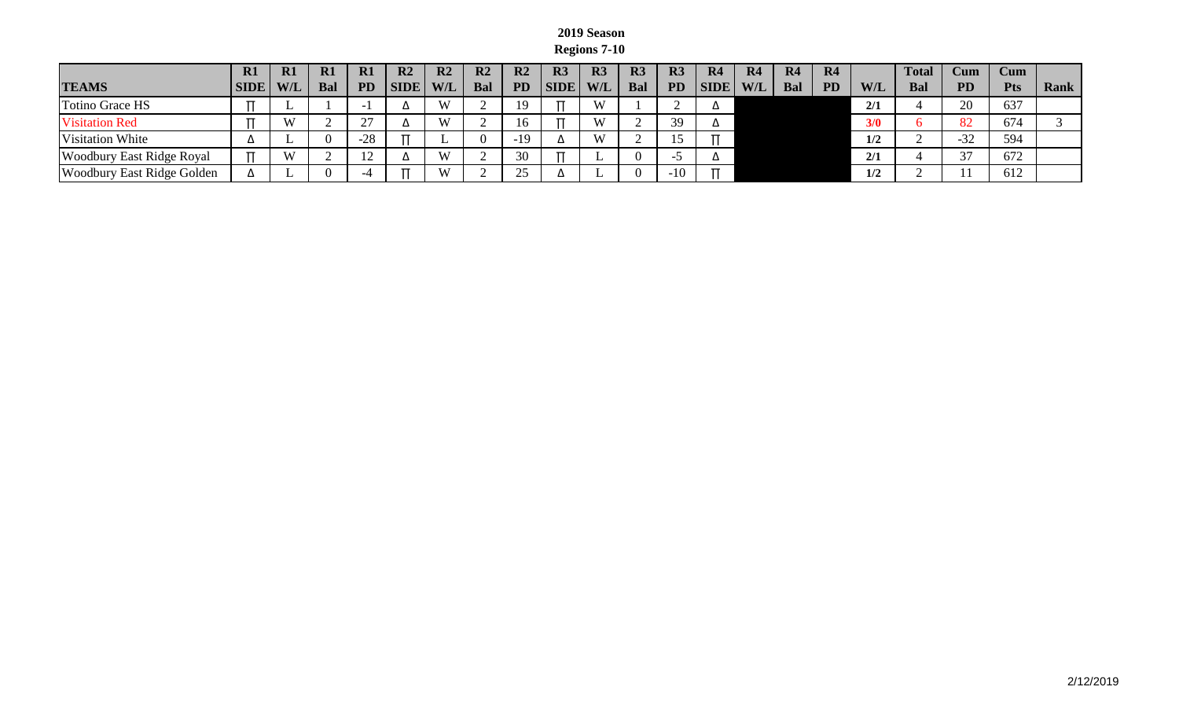**2019 Season**
**Regions 7-10**

| TEAMS | R1 SIDE | R1 W/L | R1 Bal | R1 PD | R2 SIDE | R2 W/L | R2 Bal | R2 PD | R3 SIDE | R3 W/L | R3 Bal | R3 PD | R4 SIDE | R4 W/L | R4 Bal | R4 PD | W/L | Total Bal | Cum PD | Cum Pts | Rank |
|---|---|---|---|---|---|---|---|---|---|---|---|---|---|---|---|---|---|---|---|---|---|
| Totino Grace HS | ∏ | L | 1 | -1 | Δ | W | 2 | 19 | ∏ | W | 1 | 2 | Δ | | | | 2/1 | 4 | 20 | 637 | |
| Visitation Red | ∏ | W | 2 | 27 | Δ | W | 2 | 16 | ∏ | W | 2 | 39 | Δ | | | | 3/0 | 6 | 82 | 674 | 3 |
| Visitation White | Δ | L | 0 | -28 | ∏ | L | 0 | -19 | Δ | W | 2 | 15 | ∏ | | | | 1/2 | 2 | -32 | 594 | |
| Woodbury East Ridge Royal | ∏ | W | 2 | 12 | Δ | W | 2 | 30 | ∏ | L | 0 | -5 | Δ | | | | 2/1 | 4 | 37 | 672 | |
| Woodbury East Ridge Golden | Δ | L | 0 | -4 | ∏ | W | 2 | 25 | Δ | L | 0 | -10 | ∏ | | | | 1/2 | 2 | 11 | 612 | |

2/12/2019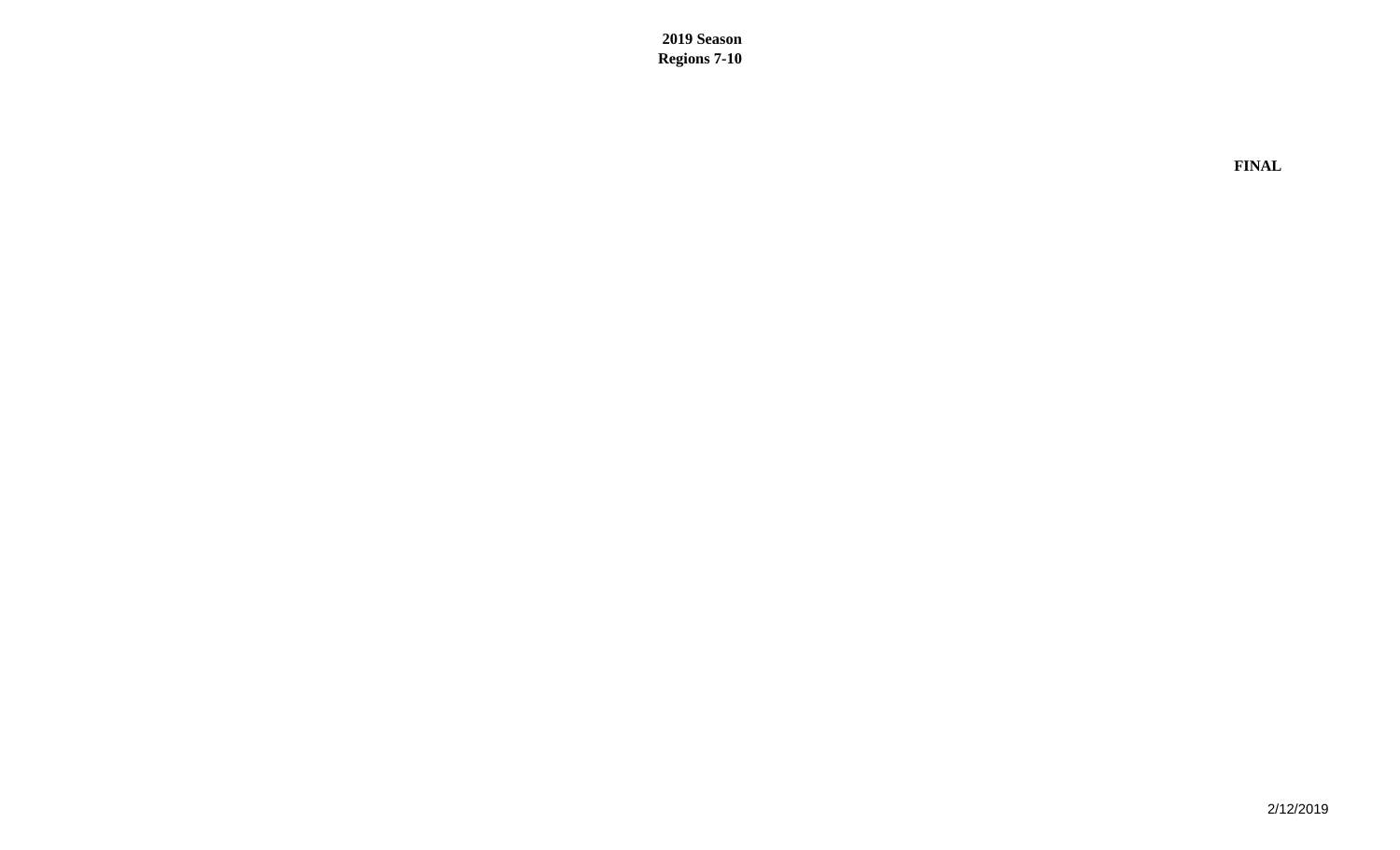**2019 Season**
**Regions 7-10**

**FINAL**

2/12/2019